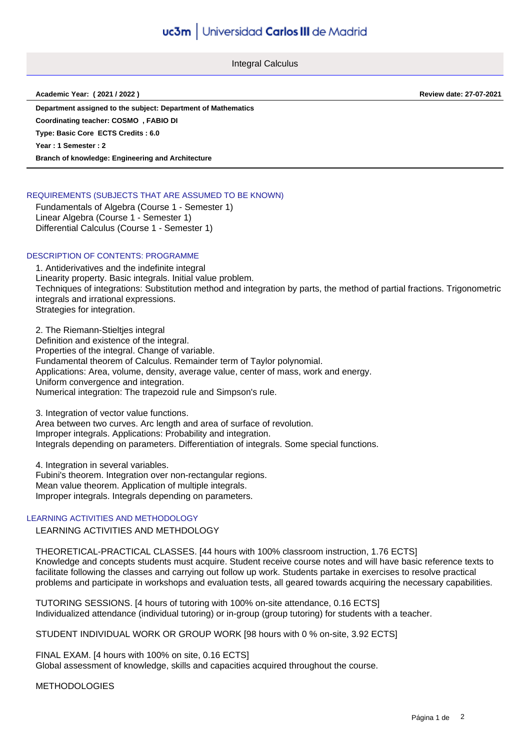# Integral Calculus

**Academic Year: ( 2021 / 2022 )** **Review date: 27-07-2021**

**Department assigned to the subject: Department of Mathematics**

**Coordinating teacher: COSMO , FABIO DI**

**Type: Basic Core ECTS Credits : 6.0**

**Year : 1 Semester : 2**

**Branch of knowledge: Engineering and Architecture**

## REQUIREMENTS (SUBJECTS THAT ARE ASSUMED TO BE KNOWN)

Fundamentals of Algebra (Course 1 - Semester 1)
Linear Algebra (Course 1 - Semester 1)
Differential Calculus (Course 1 - Semester 1)

## DESCRIPTION OF CONTENTS: PROGRAMME

1. Antiderivatives and the indefinite integral
Linearity property. Basic integrals. Initial value problem.
Techniques of integrations: Substitution method and integration by parts, the method of partial fractions. Trigonometric integrals and irrational expressions.
Strategies for integration.

2. The Riemann-Stieltjes integral
Definition and existence of the integral.
Properties of the integral. Change of variable.
Fundamental theorem of Calculus. Remainder term of Taylor polynomial.
Applications: Area, volume, density, average value, center of mass, work and energy.
Uniform convergence and integration.
Numerical integration: The trapezoid rule and Simpson's rule.

3. Integration of vector value functions.
Area between two curves. Arc length and area of surface of revolution.
Improper integrals. Applications: Probability and integration.
Integrals depending on parameters. Differentiation of integrals. Some special functions.

4. Integration in several variables.
Fubini's theorem. Integration over non-rectangular regions.
Mean value theorem. Application of multiple integrals.
Improper integrals. Integrals depending on parameters.

## LEARNING ACTIVITIES AND METHODOLOGY

LEARNING ACTIVITIES AND METHDOLOGY

THEORETICAL-PRACTICAL CLASSES. [44 hours with 100% classroom instruction, 1.76 ECTS]
Knowledge and concepts students must acquire. Student receive course notes and will have basic reference texts to facilitate following the classes and carrying out follow up work. Students partake in exercises to resolve practical problems and participate in workshops and evaluation tests, all geared towards acquiring the necessary capabilities.

TUTORING SESSIONS. [4 hours of tutoring with 100% on-site attendance, 0.16 ECTS]
Individualized attendance (individual tutoring) or in-group (group tutoring) for students with a teacher.

STUDENT INDIVIDUAL WORK OR GROUP WORK [98 hours with 0 % on-site, 3.92 ECTS]

FINAL EXAM. [4 hours with 100% on site, 0.16 ECTS]
Global assessment of knowledge, skills and capacities acquired throughout the course.

METHODOLOGIES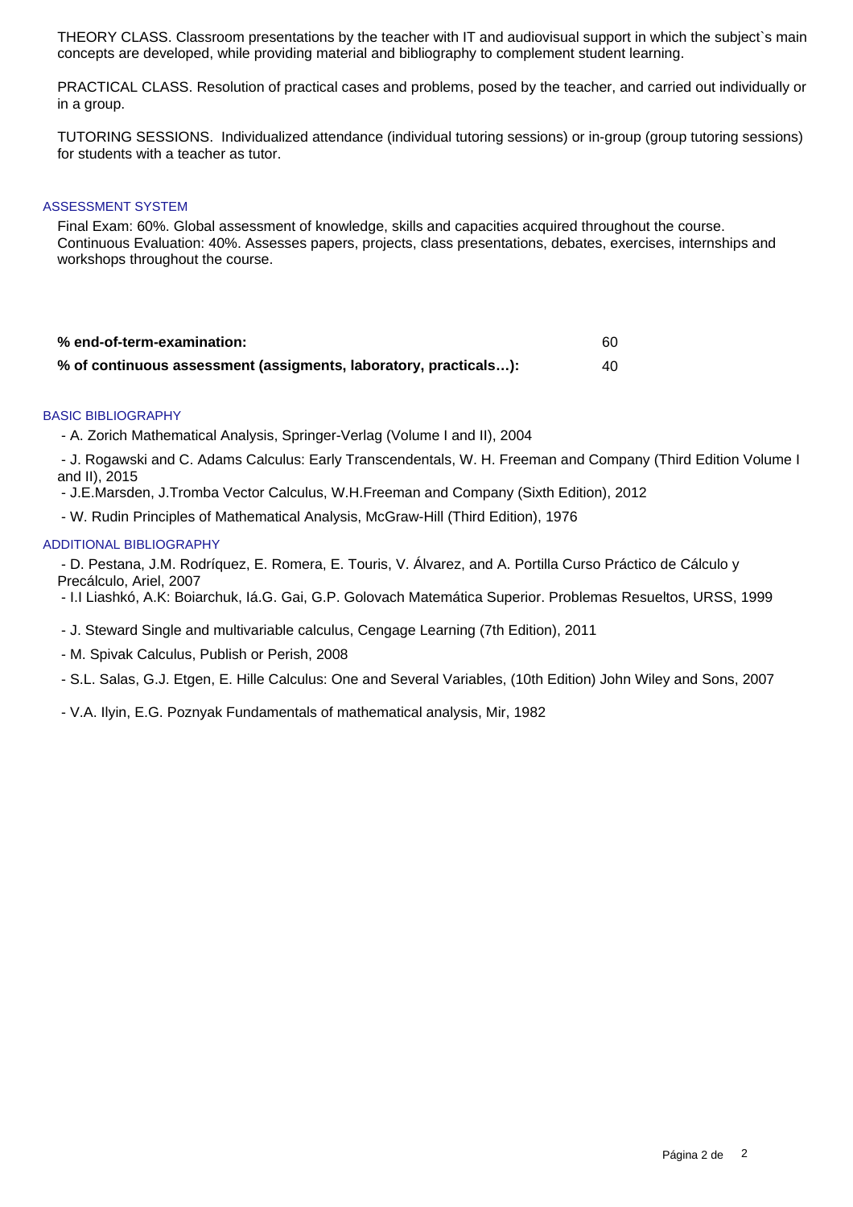THEORY CLASS. Classroom presentations by the teacher with IT and audiovisual support in which the subject`s main concepts are developed, while providing material and bibliography to complement student learning.

PRACTICAL CLASS. Resolution of practical cases and problems, posed by the teacher, and carried out individually or in a group.

TUTORING SESSIONS. Individualized attendance (individual tutoring sessions) or in-group (group tutoring sessions) for students with a teacher as tutor.

## ASSESSMENT SYSTEM

Final Exam: 60%. Global assessment of knowledge, skills and capacities acquired throughout the course.
Continuous Evaluation: 40%. Assesses papers, projects, class presentations, debates, exercises, internships and workshops throughout the course.

| | |
|---|---|
| **% end-of-term-examination:** | 60 |
| **% of continuous assessment (assigments, laboratory, practicals…):** | 40 |

## BASIC BIBLIOGRAPHY

- A. Zorich Mathematical Analysis, Springer-Verlag (Volume I and II), 2004
- J. Rogawski and C. Adams Calculus: Early Transcendentals, W. H. Freeman and Company (Third Edition Volume I and II), 2015
- J.E.Marsden, J.Tromba Vector Calculus, W.H.Freeman and Company (Sixth Edition), 2012
- W. Rudin Principles of Mathematical Analysis, McGraw-Hill (Third Edition), 1976

## ADDITIONAL BIBLIOGRAPHY

- D. Pestana, J.M. Rodríquez, E. Romera, E. Touris, V. Álvarez, and A. Portilla Curso Práctico de Cálculo y Precálculo, Ariel, 2007
- I.I Liashkó, A.K: Boiarchuk, Iá.G. Gai, G.P. Golovach Matemática Superior. Problemas Resueltos, URSS, 1999
- J. Steward Single and multivariable calculus, Cengage Learning (7th Edition), 2011
- M. Spivak Calculus, Publish or Perish, 2008
- S.L. Salas, G.J. Etgen, E. Hille Calculus: One and Several Variables, (10th Edition) John Wiley and Sons, 2007
- V.A. Ilyin, E.G. Poznyak Fundamentals of mathematical analysis, Mir, 1982